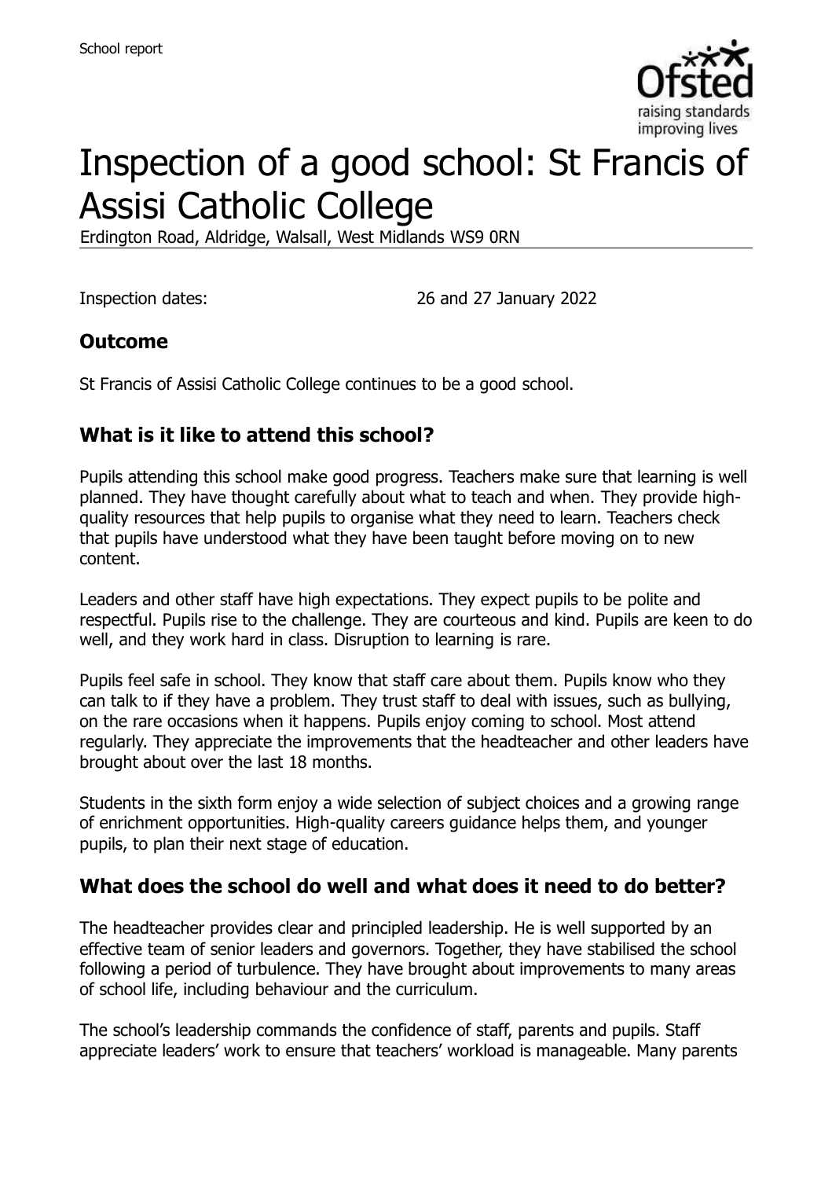School report

# Inspection of a good school: St Francis of Assisi Catholic College

Erdington Road, Aldridge, Walsall, West Midlands WS9 0RN

Inspection dates: 26 and 27 January 2022

## Outcome

St Francis of Assisi Catholic College continues to be a good school.

## What is it like to attend this school?

Pupils attending this school make good progress. Teachers make sure that learning is well planned. They have thought carefully about what to teach and when. They provide high-quality resources that help pupils to organise what they need to learn. Teachers check that pupils have understood what they have been taught before moving on to new content.

Leaders and other staff have high expectations. They expect pupils to be polite and respectful. Pupils rise to the challenge. They are courteous and kind. Pupils are keen to do well, and they work hard in class. Disruption to learning is rare.

Pupils feel safe in school. They know that staff care about them. Pupils know who they can talk to if they have a problem. They trust staff to deal with issues, such as bullying, on the rare occasions when it happens. Pupils enjoy coming to school. Most attend regularly. They appreciate the improvements that the headteacher and other leaders have brought about over the last 18 months.

Students in the sixth form enjoy a wide selection of subject choices and a growing range of enrichment opportunities. High-quality careers guidance helps them, and younger pupils, to plan their next stage of education.

## What does the school do well and what does it need to do better?

The headteacher provides clear and principled leadership. He is well supported by an effective team of senior leaders and governors. Together, they have stabilised the school following a period of turbulence. They have brought about improvements to many areas of school life, including behaviour and the curriculum.

The school's leadership commands the confidence of staff, parents and pupils. Staff appreciate leaders' work to ensure that teachers' workload is manageable. Many parents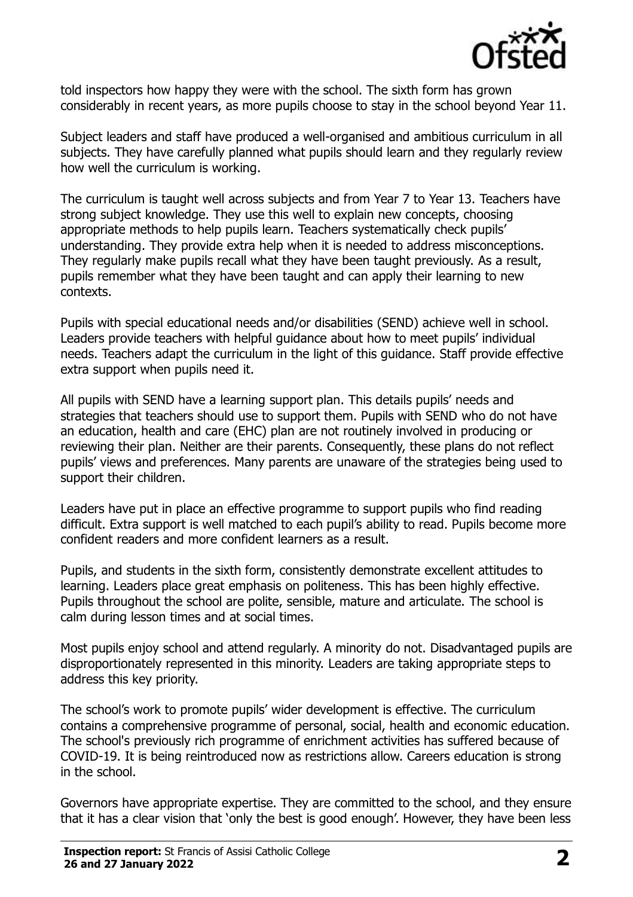told inspectors how happy they were with the school. The sixth form has grown considerably in recent years, as more pupils choose to stay in the school beyond Year 11.

Subject leaders and staff have produced a well-organised and ambitious curriculum in all subjects. They have carefully planned what pupils should learn and they regularly review how well the curriculum is working.

The curriculum is taught well across subjects and from Year 7 to Year 13. Teachers have strong subject knowledge. They use this well to explain new concepts, choosing appropriate methods to help pupils learn. Teachers systematically check pupils' understanding. They provide extra help when it is needed to address misconceptions. They regularly make pupils recall what they have been taught previously. As a result, pupils remember what they have been taught and can apply their learning to new contexts.

Pupils with special educational needs and/or disabilities (SEND) achieve well in school. Leaders provide teachers with helpful guidance about how to meet pupils' individual needs. Teachers adapt the curriculum in the light of this guidance. Staff provide effective extra support when pupils need it.

All pupils with SEND have a learning support plan. This details pupils' needs and strategies that teachers should use to support them. Pupils with SEND who do not have an education, health and care (EHC) plan are not routinely involved in producing or reviewing their plan. Neither are their parents. Consequently, these plans do not reflect pupils' views and preferences. Many parents are unaware of the strategies being used to support their children.

Leaders have put in place an effective programme to support pupils who find reading difficult. Extra support is well matched to each pupil's ability to read. Pupils become more confident readers and more confident learners as a result.

Pupils, and students in the sixth form, consistently demonstrate excellent attitudes to learning. Leaders place great emphasis on politeness. This has been highly effective. Pupils throughout the school are polite, sensible, mature and articulate. The school is calm during lesson times and at social times.

Most pupils enjoy school and attend regularly. A minority do not. Disadvantaged pupils are disproportionately represented in this minority. Leaders are taking appropriate steps to address this key priority.

The school's work to promote pupils' wider development is effective. The curriculum contains a comprehensive programme of personal, social, health and economic education. The school's previously rich programme of enrichment activities has suffered because of COVID-19. It is being reintroduced now as restrictions allow. Careers education is strong in the school.

Governors have appropriate expertise. They are committed to the school, and they ensure that it has a clear vision that 'only the best is good enough'. However, they have been less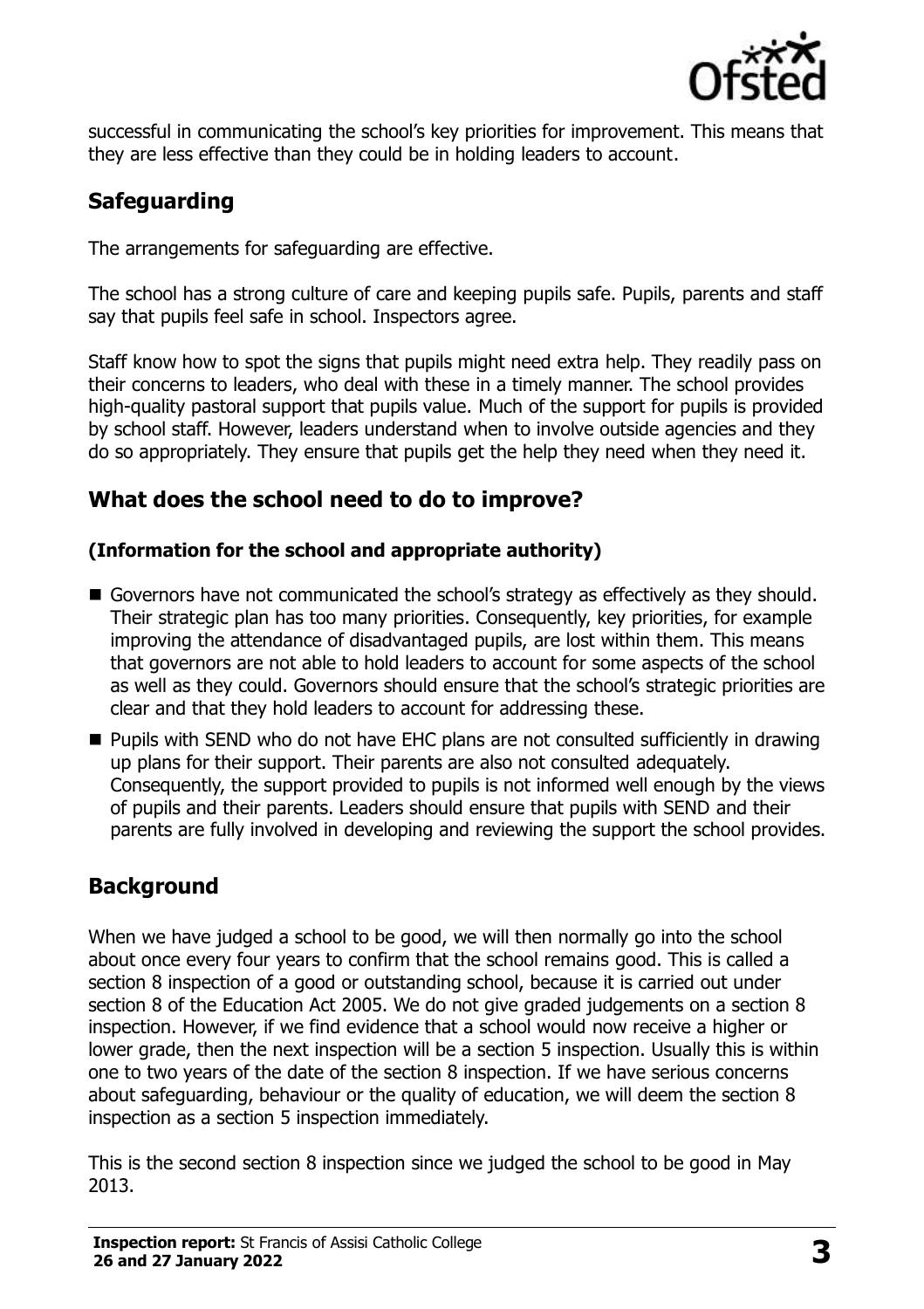successful in communicating the school's key priorities for improvement. This means that they are less effective than they could be in holding leaders to account.

## Safeguarding

The arrangements for safeguarding are effective.

The school has a strong culture of care and keeping pupils safe. Pupils, parents and staff say that pupils feel safe in school. Inspectors agree.

Staff know how to spot the signs that pupils might need extra help. They readily pass on their concerns to leaders, who deal with these in a timely manner. The school provides high-quality pastoral support that pupils value. Much of the support for pupils is provided by school staff. However, leaders understand when to involve outside agencies and they do so appropriately. They ensure that pupils get the help they need when they need it.

## What does the school need to do to improve?

**(Information for the school and appropriate authority)**

- Governors have not communicated the school's strategy as effectively as they should. Their strategic plan has too many priorities. Consequently, key priorities, for example improving the attendance of disadvantaged pupils, are lost within them. This means that governors are not able to hold leaders to account for some aspects of the school as well as they could. Governors should ensure that the school's strategic priorities are clear and that they hold leaders to account for addressing these.
- Pupils with SEND who do not have EHC plans are not consulted sufficiently in drawing up plans for their support. Their parents are also not consulted adequately. Consequently, the support provided to pupils is not informed well enough by the views of pupils and their parents. Leaders should ensure that pupils with SEND and their parents are fully involved in developing and reviewing the support the school provides.

## Background

When we have judged a school to be good, we will then normally go into the school about once every four years to confirm that the school remains good. This is called a section 8 inspection of a good or outstanding school, because it is carried out under section 8 of the Education Act 2005. We do not give graded judgements on a section 8 inspection. However, if we find evidence that a school would now receive a higher or lower grade, then the next inspection will be a section 5 inspection. Usually this is within one to two years of the date of the section 8 inspection. If we have serious concerns about safeguarding, behaviour or the quality of education, we will deem the section 8 inspection as a section 5 inspection immediately.

This is the second section 8 inspection since we judged the school to be good in May 2013.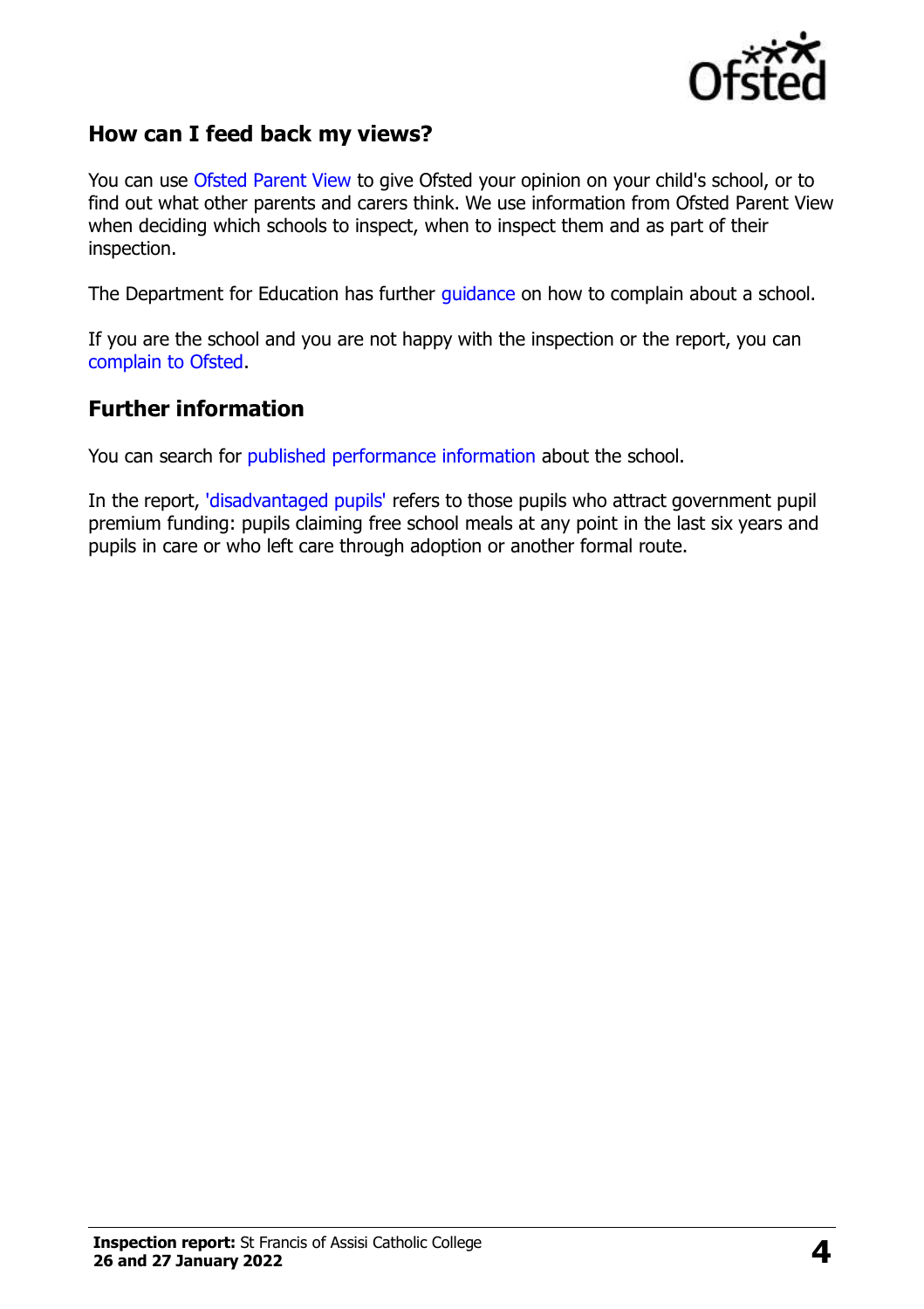## How can I feed back my views?

You can use Ofsted Parent View to give Ofsted your opinion on your child's school, or to find out what other parents and carers think. We use information from Ofsted Parent View when deciding which schools to inspect, when to inspect them and as part of their inspection.

The Department for Education has further guidance on how to complain about a school.

If you are the school and you are not happy with the inspection or the report, you can complain to Ofsted.

## Further information

You can search for published performance information about the school.

In the report, 'disadvantaged pupils' refers to those pupils who attract government pupil premium funding: pupils claiming free school meals at any point in the last six years and pupils in care or who left care through adoption or another formal route.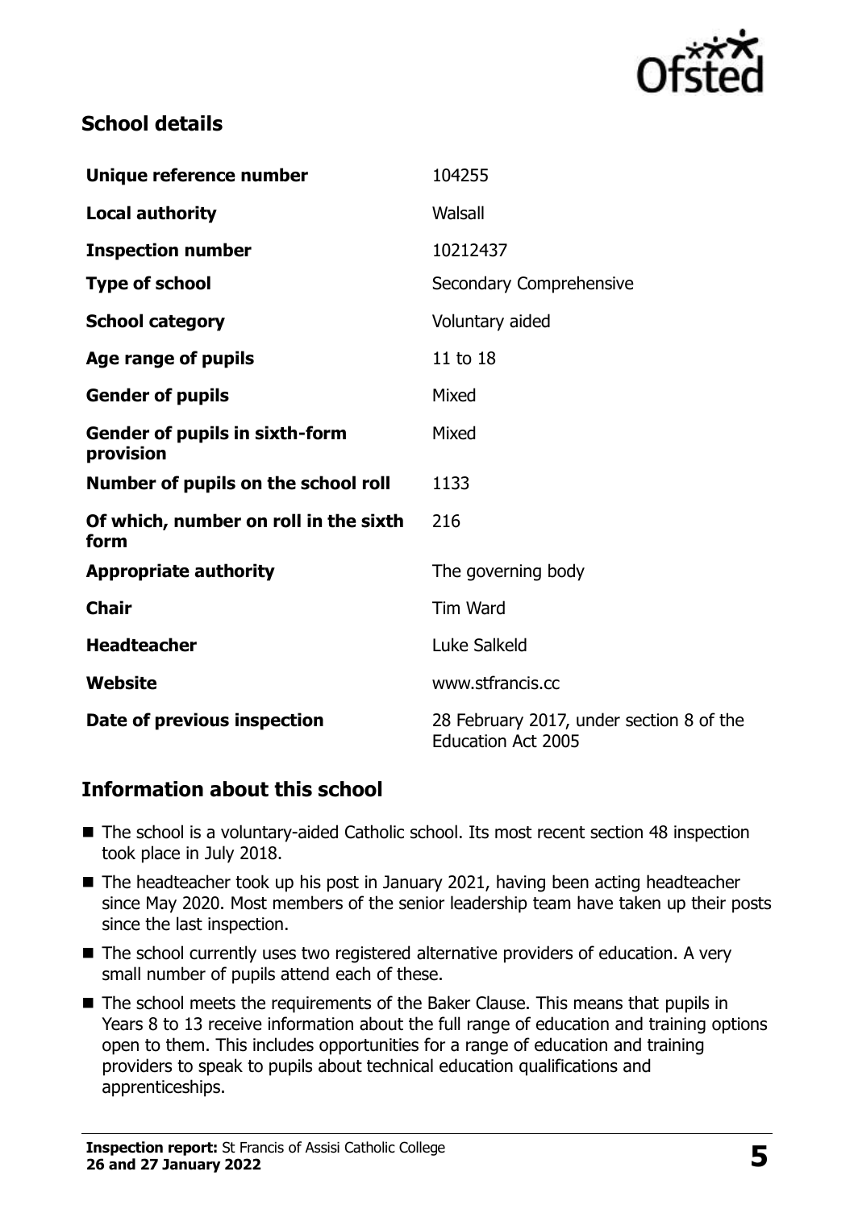## School details

| | |
|---|---|
| **Unique reference number** | 104255 |
| **Local authority** | Walsall |
| **Inspection number** | 10212437 |
| **Type of school** | Secondary Comprehensive |
| **School category** | Voluntary aided |
| **Age range of pupils** | 11 to 18 |
| **Gender of pupils** | Mixed |
| **Gender of pupils in sixth-form provision** | Mixed |
| **Number of pupils on the school roll** | 1133 |
| **Of which, number on roll in the sixth form** | 216 |
| **Appropriate authority** | The governing body |
| **Chair** | Tim Ward |
| **Headteacher** | Luke Salkeld |
| **Website** | www.stfrancis.cc |
| **Date of previous inspection** | 28 February 2017, under section 8 of the Education Act 2005 |

## Information about this school

- The school is a voluntary-aided Catholic school. Its most recent section 48 inspection took place in July 2018.
- The headteacher took up his post in January 2021, having been acting headteacher since May 2020. Most members of the senior leadership team have taken up their posts since the last inspection.
- The school currently uses two registered alternative providers of education. A very small number of pupils attend each of these.
- The school meets the requirements of the Baker Clause. This means that pupils in Years 8 to 13 receive information about the full range of education and training options open to them. This includes opportunities for a range of education and training providers to speak to pupils about technical education qualifications and apprenticeships.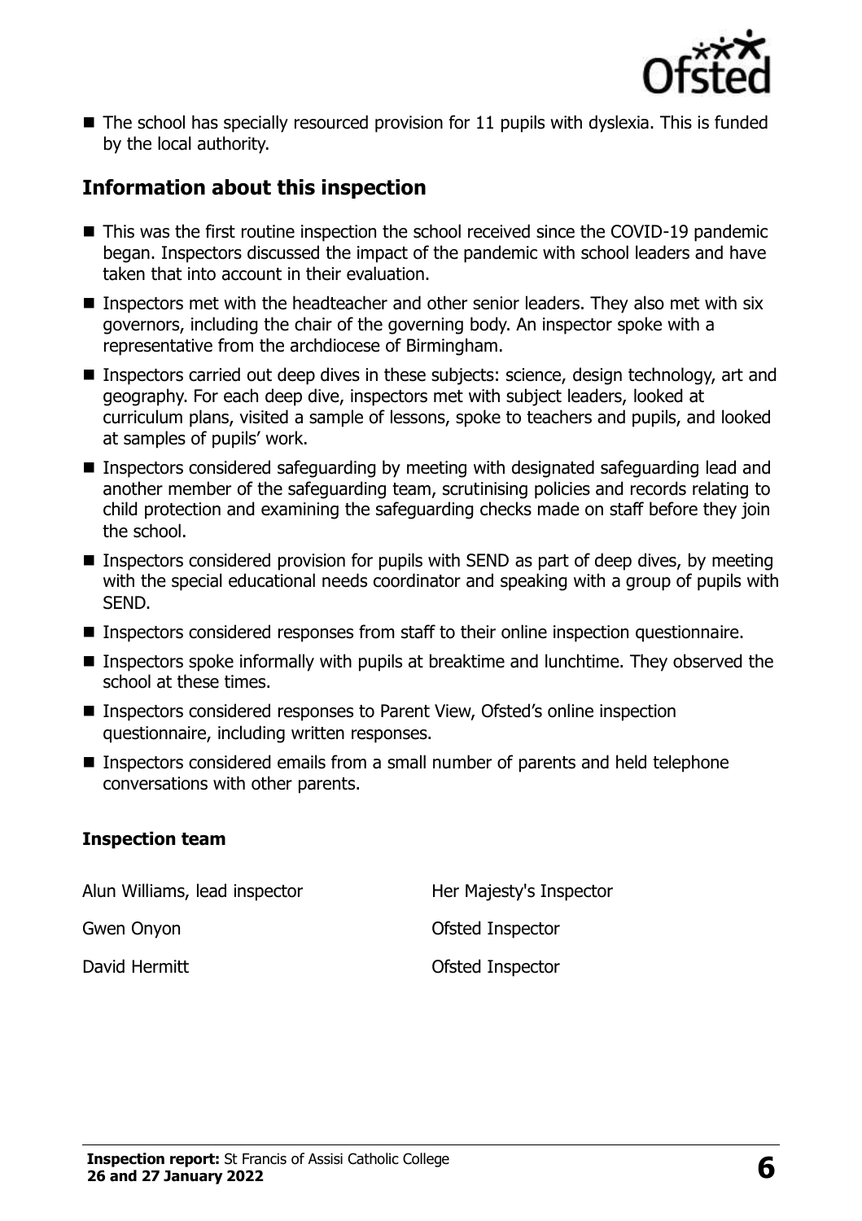- The school has specially resourced provision for 11 pupils with dyslexia. This is funded by the local authority.

## Information about this inspection

- This was the first routine inspection the school received since the COVID-19 pandemic began. Inspectors discussed the impact of the pandemic with school leaders and have taken that into account in their evaluation.
- Inspectors met with the headteacher and other senior leaders. They also met with six governors, including the chair of the governing body. An inspector spoke with a representative from the archdiocese of Birmingham.
- Inspectors carried out deep dives in these subjects: science, design technology, art and geography. For each deep dive, inspectors met with subject leaders, looked at curriculum plans, visited a sample of lessons, spoke to teachers and pupils, and looked at samples of pupils' work.
- Inspectors considered safeguarding by meeting with designated safeguarding lead and another member of the safeguarding team, scrutinising policies and records relating to child protection and examining the safeguarding checks made on staff before they join the school.
- Inspectors considered provision for pupils with SEND as part of deep dives, by meeting with the special educational needs coordinator and speaking with a group of pupils with SEND.
- Inspectors considered responses from staff to their online inspection questionnaire.
- Inspectors spoke informally with pupils at breaktime and lunchtime. They observed the school at these times.
- Inspectors considered responses to Parent View, Ofsted's online inspection questionnaire, including written responses.
- Inspectors considered emails from a small number of parents and held telephone conversations with other parents.

### Inspection team

| | |
|---|---|
| Alun Williams, lead inspector | Her Majesty's Inspector |
| Gwen Onyon | Ofsted Inspector |
| David Hermitt | Ofsted Inspector |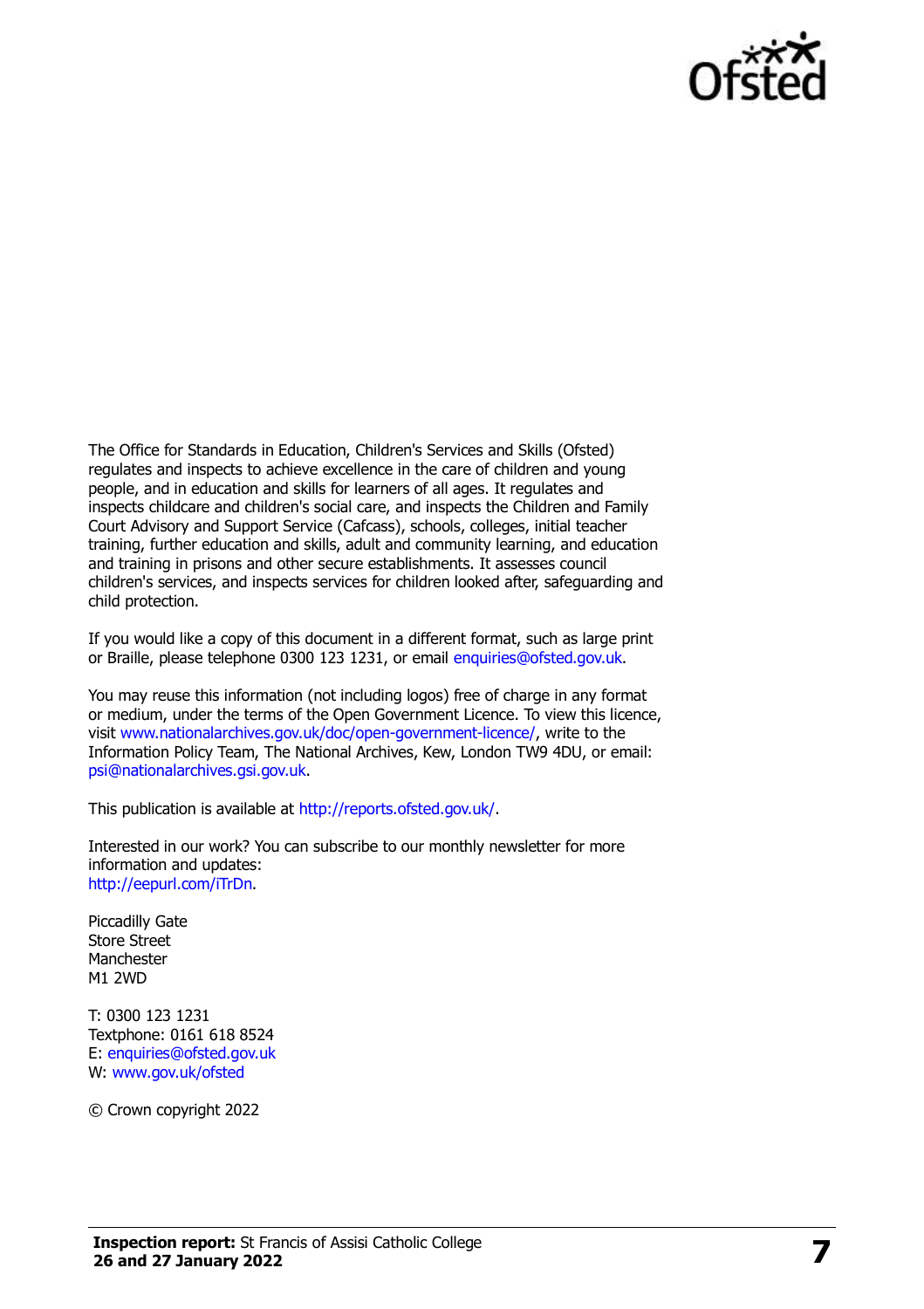The Office for Standards in Education, Children's Services and Skills (Ofsted) regulates and inspects to achieve excellence in the care of children and young people, and in education and skills for learners of all ages. It regulates and inspects childcare and children's social care, and inspects the Children and Family Court Advisory and Support Service (Cafcass), schools, colleges, initial teacher training, further education and skills, adult and community learning, and education and training in prisons and other secure establishments. It assesses council children's services, and inspects services for children looked after, safeguarding and child protection.

If you would like a copy of this document in a different format, such as large print or Braille, please telephone 0300 123 1231, or email enquiries@ofsted.gov.uk.

You may reuse this information (not including logos) free of charge in any format or medium, under the terms of the Open Government Licence. To view this licence, visit www.nationalarchives.gov.uk/doc/open-government-licence/, write to the Information Policy Team, The National Archives, Kew, London TW9 4DU, or email: psi@nationalarchives.gsi.gov.uk.

This publication is available at http://reports.ofsted.gov.uk/.

Interested in our work? You can subscribe to our monthly newsletter for more information and updates:
http://eepurl.com/iTrDn.

Piccadilly Gate
Store Street
Manchester
M1 2WD

T: 0300 123 1231
Textphone: 0161 618 8524
E: enquiries@ofsted.gov.uk
W: www.gov.uk/ofsted

© Crown copyright 2022